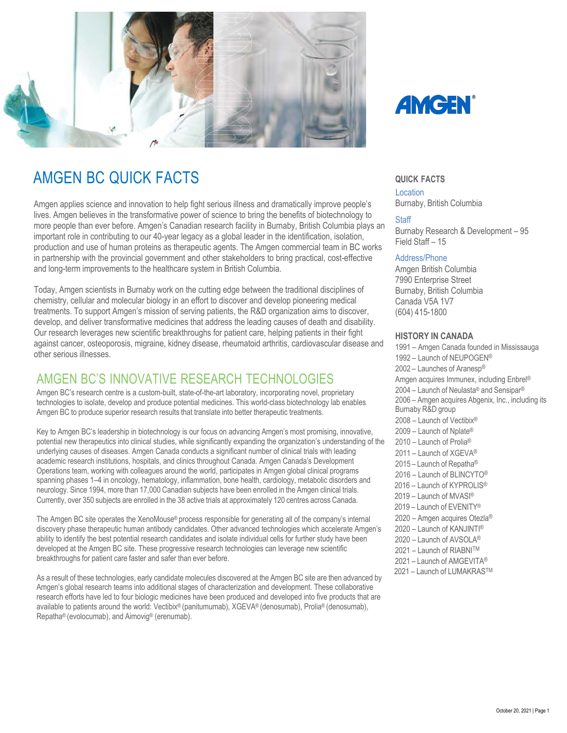# AMGEN BC QUICK FACTS

Amgen applies science and innovation to help fight serious illness and dramatically improve people's lives. Amgen believes in the transformative power of science to bring the benefits of biotechnology to more people than ever before. Amgen's Canadian research facility in Burnaby, British Columbia plays an important role in contributing to our 40-year legacy as a global leader in the identification, isolation, production and use of human proteins as therapeutic agents. The Amgen commercial team in BC works in partnership with the provincial government and other stakeholders to bring practical, cost-effective and long-term improvements to the healthcare system in British Columbia.

Today, Amgen scientists in Burnaby work on the cutting edge between the traditional disciplines of chemistry, cellular and molecular biology in an effort to discover and develop pioneering medical treatments. To support Amgen's mission of serving patients, the R&D organization aims to discover, develop, and deliver transformative medicines that address the leading causes of death and disability. Our research leverages new scientific breakthroughs for patient care, helping patients in their fight against cancer, osteoporosis, migraine, kidney disease, rheumatoid arthritis, cardiovascular disease and other serious illnesses.

## AMGEN BC'S INNOVATIVE RESEARCH TECHNOLOGIES

Amgen BC's research centre is a custom-built, state-of-the-art laboratory, incorporating novel, proprietary technologies to isolate, develop and produce potential medicines. This world-class biotechnology lab enables Amgen BC to produce superior research results that translate into better therapeutic treatments.

Key to Amgen BC's leadership in biotechnology is our focus on advancing Amgen's most promising, innovative, potential new therapeutics into clinical studies, while significantly expanding the organization's understanding of the underlying causes of diseases. Amgen Canada conducts a significant number of clinical trials with leading academic research institutions, hospitals, and clinics throughout Canada. Amgen Canada's Development Operations team, working with colleagues around the world, participates in Amgen global clinical programs spanning phases 1–4 in oncology, hematology, inflammation, bone health, cardiology, metabolic disorders and neurology. Since 1994, more than 17,000 Canadian subjects have been enrolled in the Amgen clinical trials. Currently, over 350 subjects are enrolled in the 38 active trials at approximately 120 centres across Canada.

The Amgen BC site operates the XenoMouse® process responsible for generating all of the company's internal discovery phase therapeutic human antibody candidates. Other advanced technologies which accelerate Amgen's ability to identify the best potential research candidates and isolate individual cells for further study have been developed at the Amgen BC site. These progressive research technologies can leverage new scientific breakthroughs for patient care faster and safer than ever before.

As a result of these technologies, early candidate molecules discovered at the Amgen BC site are then advanced by Amgen's global research teams into additional stages of characterization and development. These collaborative research efforts have led to four biologic medicines have been produced and developed into five products that are available to patients around the world: Vectibix® (panitumumab), XGEVA® (denosumab), Prolia® (denosumab), Repatha® (evolocumab), and Aimovig® (erenumab).

### QUICK FACTS

**Location**
Burnaby, British Columbia

**Staff**
Burnaby Research & Development – 95
Field Staff – 15

**Address/Phone**
Amgen British Columbia
7990 Enterprise Street
Burnaby, British Columbia
Canada V5A 1V7
(604) 415-1800

### HISTORY IN CANADA

1991 – Amgen Canada founded in Mississauga
1992 – Launch of NEUPOGEN®
2002 – Launches of Aranesp®
Amgen acquires Immunex, including Enbrel®
2004 – Launch of Neulasta® and Sensipar®
2006 – Amgen acquires Abgenix, Inc., including its Burnaby R&D group
2008 – Launch of Vectibix®
2009 – Launch of Nplate®
2010 – Launch of Prolia®
2011 – Launch of XGEVA®
2015 – Launch of Repatha®
2016 – Launch of BLINCYTO®
2016 – Launch of KYPROLIS®
2019 – Launch of MVASI®
2019 – Launch of EVENITY®
2020 – Amgen acquires Otezla®
2020 – Launch of KANJINTI®
2020 – Launch of AVSOLA®
2021 – Launch of RIABNI™
2021 – Launch of AMGEVITA®
2021 – Launch of LUMAKRAS™

October 20, 2021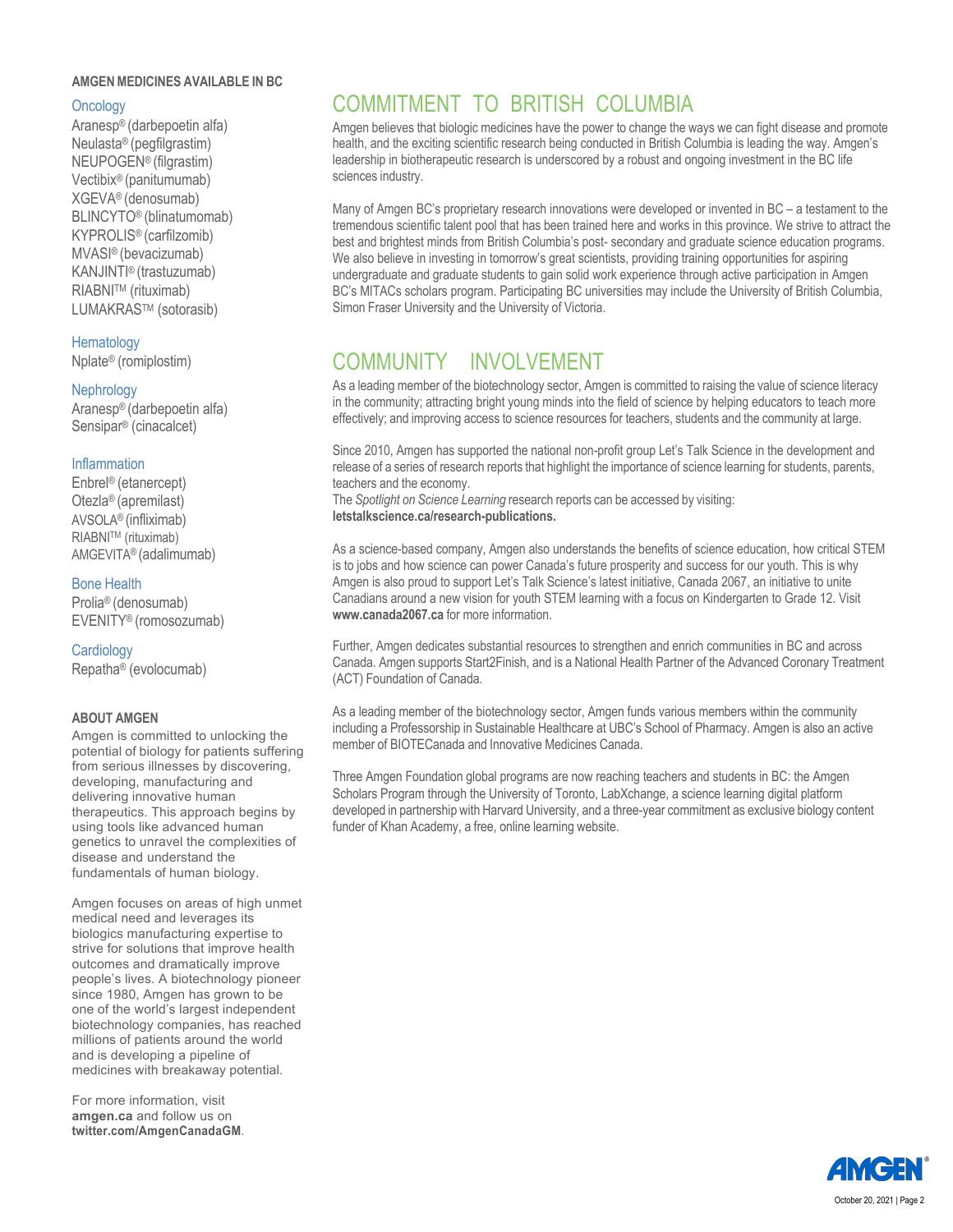**AMGEN MEDICINES AVAILABLE IN BC**

Oncology

Aranesp® (darbepoetin alfa)
Neulasta® (pegfilgrastim)
NEUPOGEN® (filgrastim)
Vectibix® (panitumumab)
XGEVA® (denosumab)
BLINCYTO® (blinatumomab)
KYPROLIS® (carfilzomib)
MVASI® (bevacizumab)
KANJINTI® (trastuzumab)
RIABNI™ (rituximab)
LUMAKRAS™ (sotorasib)

Hematology

Nplate® (romiplostim)

Nephrology

Aranesp® (darbepoetin alfa)
Sensipar® (cinacalcet)

Inflammation

Enbrel® (etanercept)
Otezla® (apremilast)
AVSOLA® (infliximab)
RIABNI™ (rituximab)
AMGEVITA® (adalimumab)

Bone Health

Prolia® (denosumab)
EVENITY® (romosozumab)

Cardiology

Repatha® (evolocumab)

**ABOUT AMGEN**

Amgen is committed to unlocking the potential of biology for patients suffering from serious illnesses by discovering, developing, manufacturing and delivering innovative human therapeutics. This approach begins by using tools like advanced human genetics to unravel the complexities of disease and understand the fundamentals of human biology.

Amgen focuses on areas of high unmet medical need and leverages its biologics manufacturing expertise to strive for solutions that improve health outcomes and dramatically improve people's lives. A biotechnology pioneer since 1980, Amgen has grown to be one of the world's largest independent biotechnology companies, has reached millions of patients around the world and is developing a pipeline of medicines with breakaway potential.

For more information, visit **amgen.ca** and follow us on **twitter.com/AmgenCanadaGM**.

# COMMITMENT TO BRITISH COLUMBIA

Amgen believes that biologic medicines have the power to change the ways we can fight disease and promote health, and the exciting scientific research being conducted in British Columbia is leading the way. Amgen's leadership in biotherapeutic research is underscored by a robust and ongoing investment in the BC life sciences industry.

Many of Amgen BC's proprietary research innovations were developed or invented in BC – a testament to the tremendous scientific talent pool that has been trained here and works in this province. We strive to attract the best and brightest minds from British Columbia's post- secondary and graduate science education programs. We also believe in investing in tomorrow's great scientists, providing training opportunities for aspiring undergraduate and graduate students to gain solid work experience through active participation in Amgen BC's MITACs scholars program. Participating BC universities may include the University of British Columbia, Simon Fraser University and the University of Victoria.

# COMMUNITY INVOLVEMENT

As a leading member of the biotechnology sector, Amgen is committed to raising the value of science literacy in the community; attracting bright young minds into the field of science by helping educators to teach more effectively; and improving access to science resources for teachers, students and the community at large.

Since 2010, Amgen has supported the national non-profit group Let's Talk Science in the development and release of a series of research reports that highlight the importance of science learning for students, parents, teachers and the economy.
The *Spotlight on Science Learning* research reports can be accessed by visiting: **letstalkscience.ca/research-publications.**

As a science-based company, Amgen also understands the benefits of science education, how critical STEM is to jobs and how science can power Canada's future prosperity and success for our youth. This is why Amgen is also proud to support Let's Talk Science's latest initiative, Canada 2067, an initiative to unite Canadians around a new vision for youth STEM learning with a focus on Kindergarten to Grade 12. Visit **www.canada2067.ca** for more information.

Further, Amgen dedicates substantial resources to strengthen and enrich communities in BC and across Canada. Amgen supports Start2Finish, and is a National Health Partner of the Advanced Coronary Treatment (ACT) Foundation of Canada.

As a leading member of the biotechnology sector, Amgen funds various members within the community including a Professorship in Sustainable Healthcare at UBC's School of Pharmacy. Amgen is also an active member of BIOTECanada and Innovative Medicines Canada.

Three Amgen Foundation global programs are now reaching teachers and students in BC: the Amgen Scholars Program through the University of Toronto, LabXchange, a science learning digital platform developed in partnership with Harvard University, and a three-year commitment as exclusive biology content funder of Khan Academy, a free, online learning website.

October 20, 2021